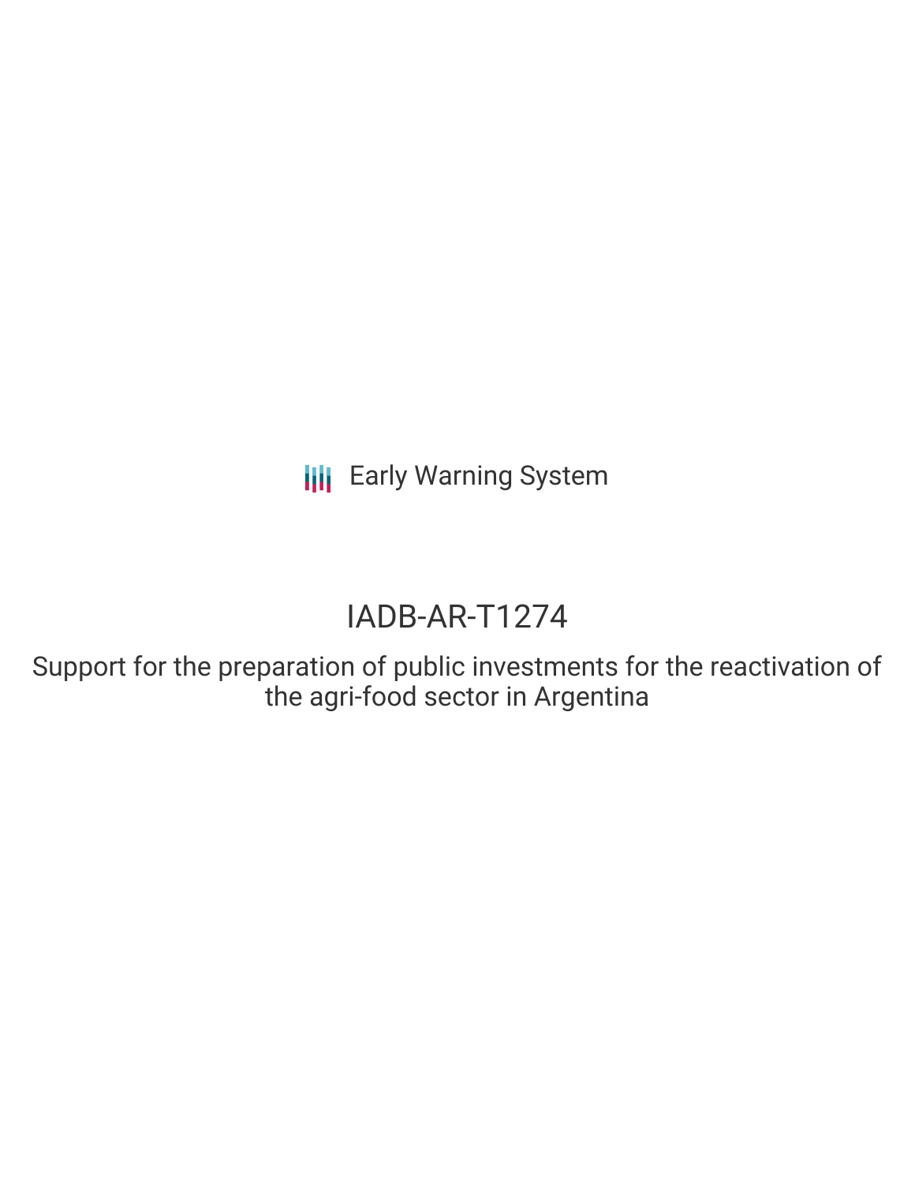Early Warning System

# IADB-AR-T1274

Support for the preparation of public investments for the reactivation of the agri-food sector in Argentina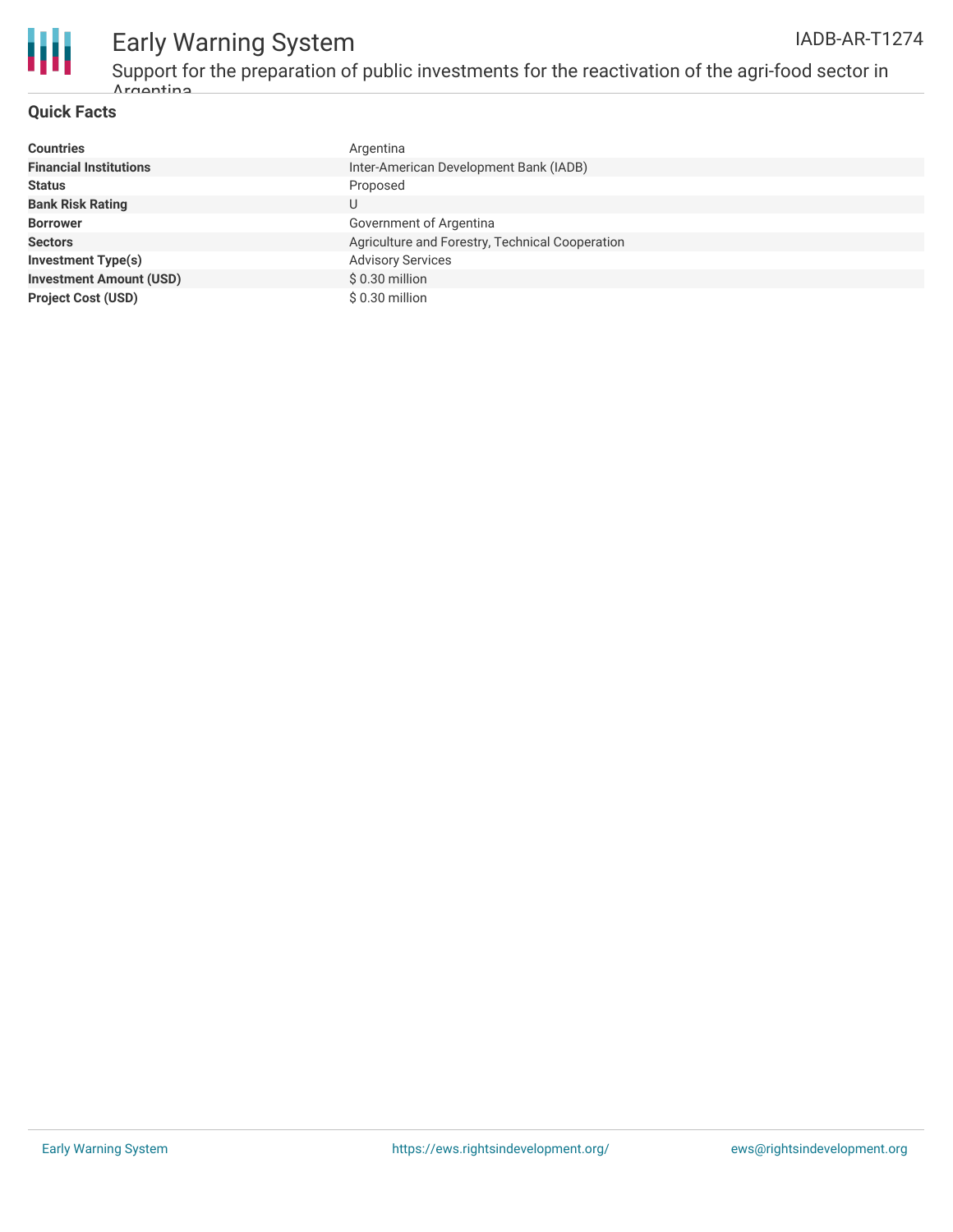# Early Warning System

IADB-AR-T1274

Support for the preparation of public investments for the reactivation of the agri-food sector in Argentina

## Quick Facts

| | |
|---|---|
| **Countries** | Argentina |
| **Financial Institutions** | Inter-American Development Bank (IADB) |
| **Status** | Proposed |
| **Bank Risk Rating** | U |
| **Borrower** | Government of Argentina |
| **Sectors** | Agriculture and Forestry, Technical Cooperation |
| **Investment Type(s)** | Advisory Services |
| **Investment Amount (USD)** | $ 0.30 million |
| **Project Cost (USD)** | $ 0.30 million |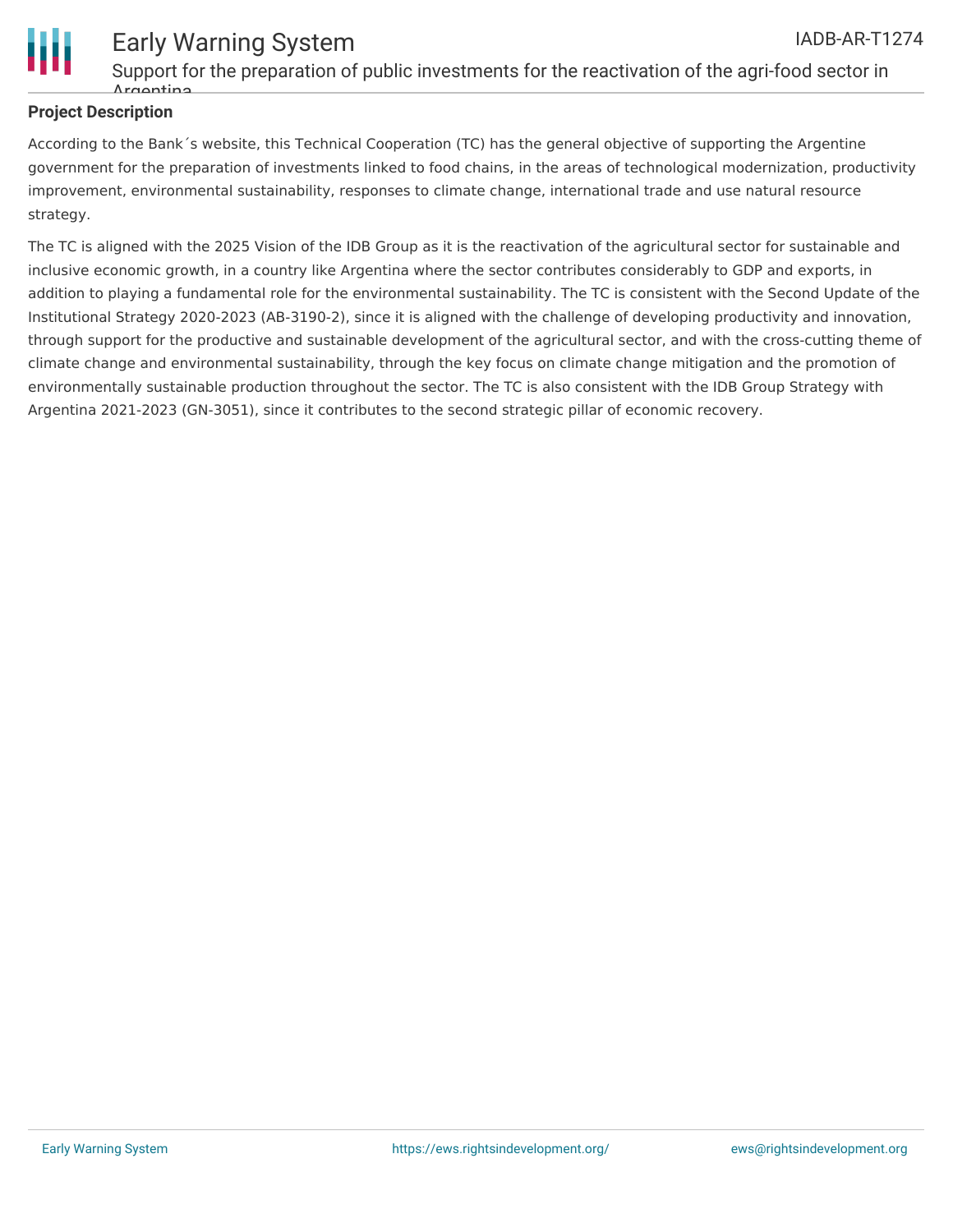## Project Description

According to the Bank´s website, this Technical Cooperation (TC) has the general objective of supporting the Argentine government for the preparation of investments linked to food chains, in the areas of technological modernization, productivity improvement, environmental sustainability, responses to climate change, international trade and use natural resource strategy.

The TC is aligned with the 2025 Vision of the IDB Group as it is the reactivation of the agricultural sector for sustainable and inclusive economic growth, in a country like Argentina where the sector contributes considerably to GDP and exports, in addition to playing a fundamental role for the environmental sustainability. The TC is consistent with the Second Update of the Institutional Strategy 2020-2023 (AB-3190-2), since it is aligned with the challenge of developing productivity and innovation, through support for the productive and sustainable development of the agricultural sector, and with the cross-cutting theme of climate change and environmental sustainability, through the key focus on climate change mitigation and the promotion of environmentally sustainable production throughout the sector. The TC is also consistent with the IDB Group Strategy with Argentina 2021-2023 (GN-3051), since it contributes to the second strategic pillar of economic recovery.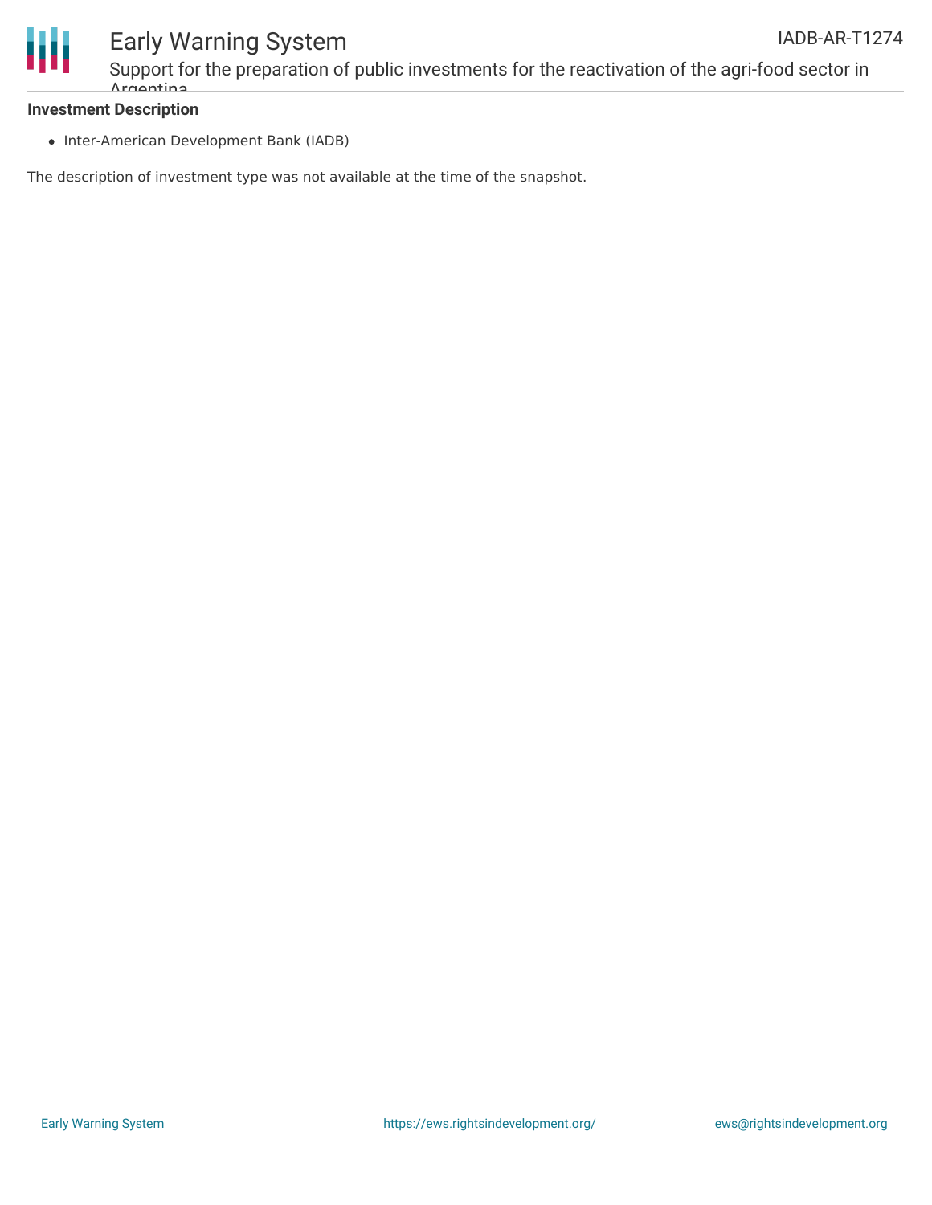**Investment Description**

- Inter-American Development Bank (IADB)

The description of investment type was not available at the time of the snapshot.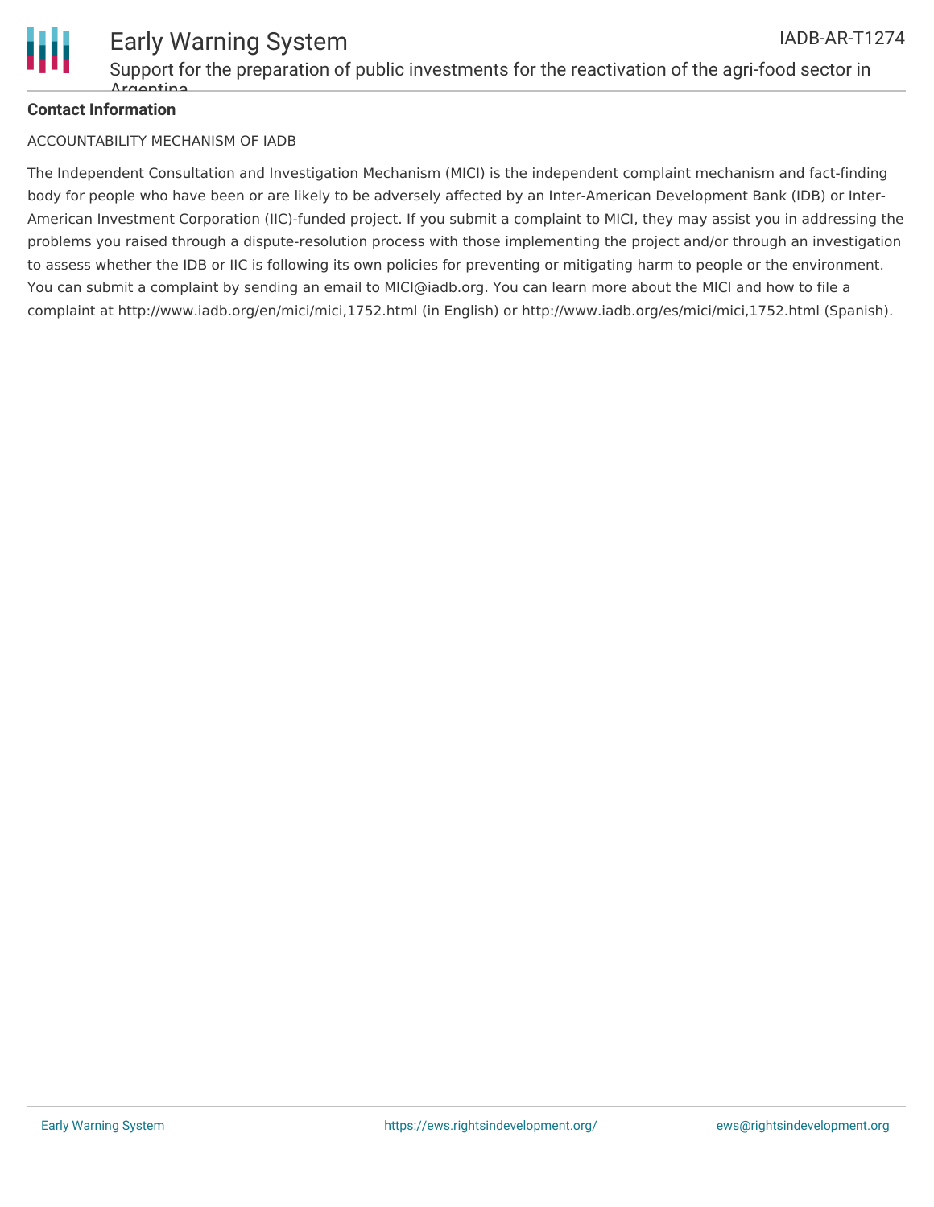**Contact Information**

ACCOUNTABILITY MECHANISM OF IADB

The Independent Consultation and Investigation Mechanism (MICI) is the independent complaint mechanism and fact-finding body for people who have been or are likely to be adversely affected by an Inter-American Development Bank (IDB) or Inter-American Investment Corporation (IIC)-funded project. If you submit a complaint to MICI, they may assist you in addressing the problems you raised through a dispute-resolution process with those implementing the project and/or through an investigation to assess whether the IDB or IIC is following its own policies for preventing or mitigating harm to people or the environment. You can submit a complaint by sending an email to MICI@iadb.org. You can learn more about the MICI and how to file a complaint at http://www.iadb.org/en/mici/mici,1752.html (in English) or http://www.iadb.org/es/mici/mici,1752.html (Spanish).